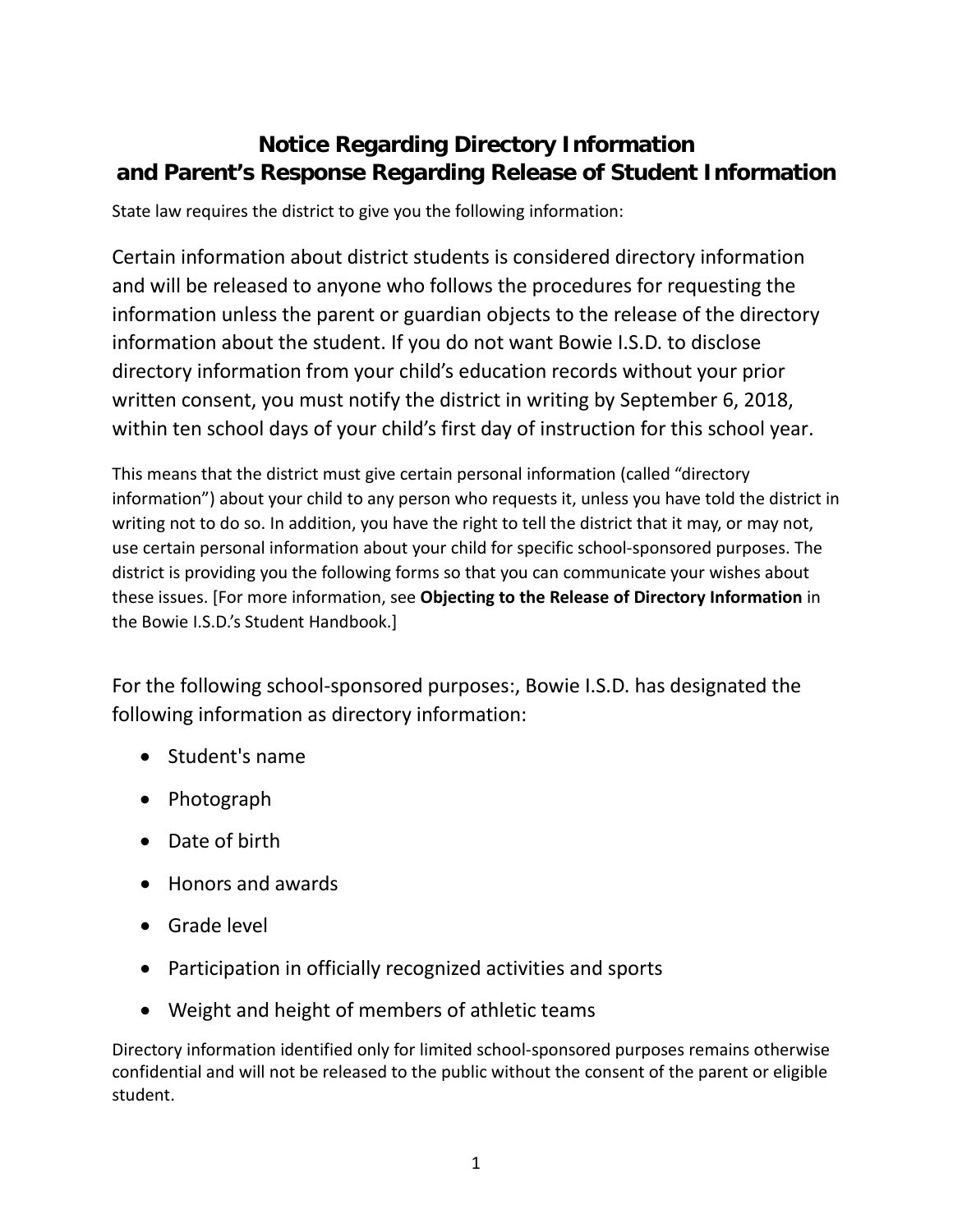# Notice Regarding Directory Information and Parent's Response Regarding Release of Student Information

State law requires the district to give you the following information:

Certain information about district students is considered directory information and will be released to anyone who follows the procedures for requesting the information unless the parent or guardian objects to the release of the directory information about the student. If you do not want Bowie I.S.D. to disclose directory information from your child's education records without your prior written consent, you must notify the district in writing by September 6, 2018, within ten school days of your child's first day of instruction for this school year.

This means that the district must give certain personal information (called "directory information") about your child to any person who requests it, unless you have told the district in writing not to do so. In addition, you have the right to tell the district that it may, or may not, use certain personal information about your child for specific school-sponsored purposes. The district is providing you the following forms so that you can communicate your wishes about these issues. [For more information, see **Objecting to the Release of Directory Information** in the Bowie I.S.D.'s Student Handbook.]

For the following school-sponsored purposes:, Bowie I.S.D. has designated the following information as directory information:

- Student's name
- Photograph
- Date of birth
- Honors and awards
- Grade level
- Participation in officially recognized activities and sports
- Weight and height of members of athletic teams

Directory information identified only for limited school-sponsored purposes remains otherwise confidential and will not be released to the public without the consent of the parent or eligible student.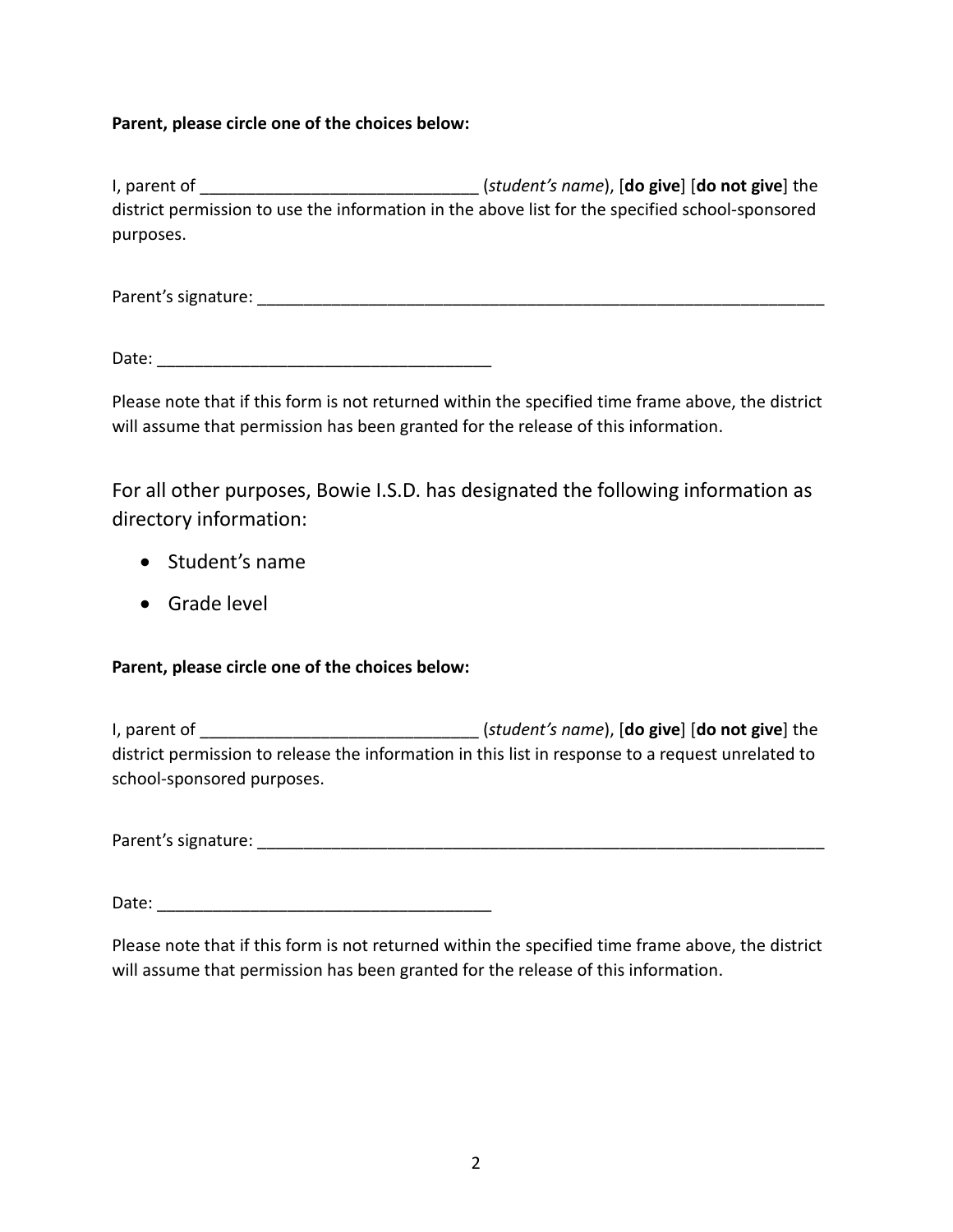**Parent, please circle one of the choices below:**

I, parent of ______________________________ (*student's name*), [**do give**] [**do not give**] the district permission to use the information in the above list for the specified school-sponsored purposes.

Parent's signature: ________________________________________________________________

Date: _____________________________________

Please note that if this form is not returned within the specified time frame above, the district will assume that permission has been granted for the release of this information.

For all other purposes, Bowie I.S.D. has designated the following information as directory information:

- Student's name
- Grade level

**Parent, please circle one of the choices below:**

I, parent of ______________________________ (*student's name*), [**do give**] [**do not give**] the district permission to release the information in this list in response to a request unrelated to school-sponsored purposes.

Parent's signature: ________________________________________________________________

Date: _____________________________________

Please note that if this form is not returned within the specified time frame above, the district will assume that permission has been granted for the release of this information.